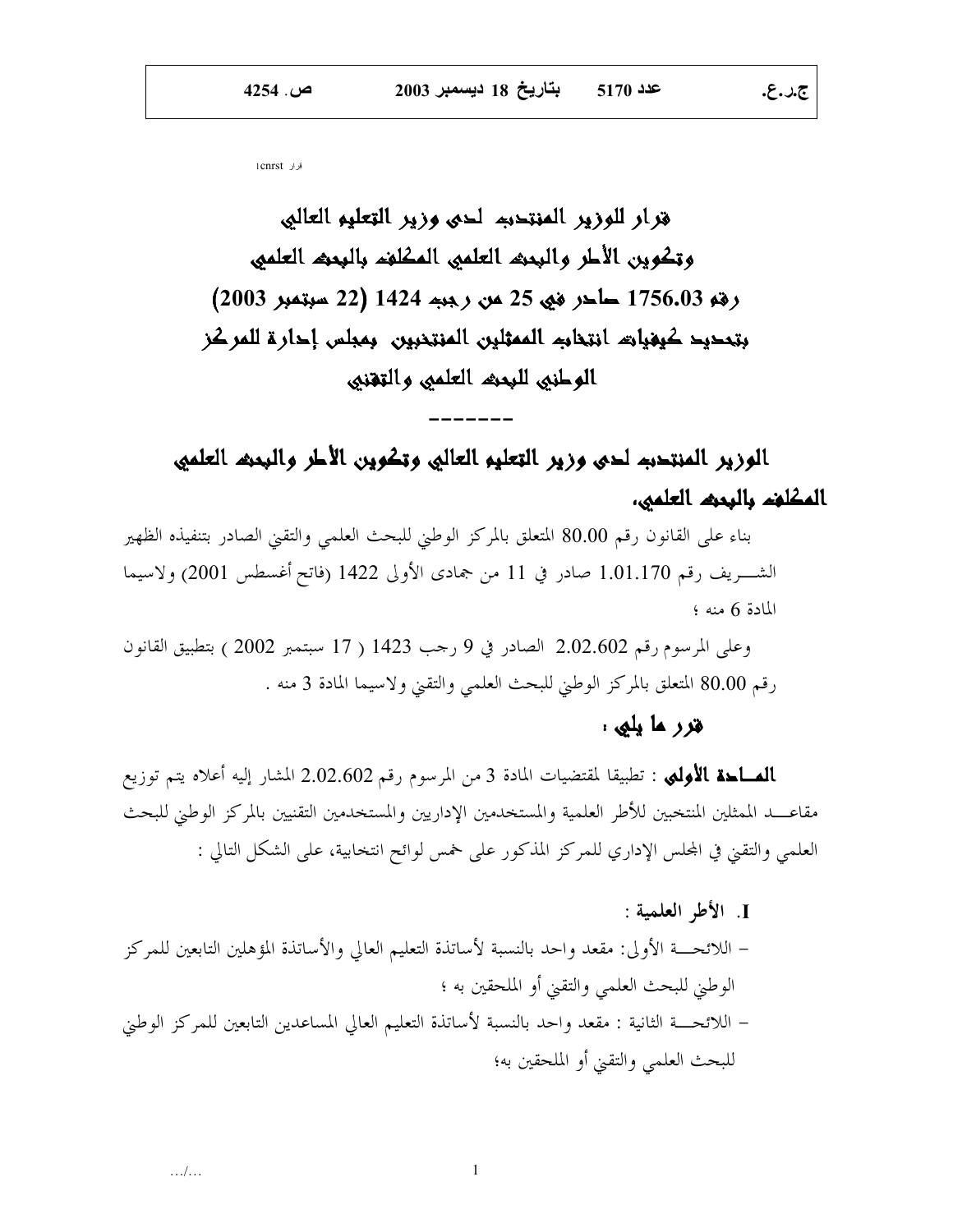قرار 1cnrst

# قرار للوزير المنتدب لدى وزير التعليم العالي وتكوين الأطر والبحث العلمي المكلف بالبحث العلمي رقم 1756.03 صادر في 25 من رجب 1424 (22 سبتمبر 2003) بتحديد كيفيات انتخاب الممثلين المنتخبين بمجلس إدارة للمركز الوطني للبحث العلمي والتقني

-------

## الوزير المنتدب لدى وزير التعليم العالي وتكوين الأطر والبحث العلمي المكلف بالبحث العلمي،

بناء على القانون رقم 80.00 المتعلق بالمركز الوطني للبحث العلمي والتقني الصادر بتنفيذه الظهير الشـــريف رقم 1.01.170 صادر في 11 من جمادى الأولى 1422 (فاتح أغسطس 2001) ولاسيما المادة 6 منه ؛

وعلى المرسوم رقم 2.02.602 الصادر في 9 رجب 1423 ( 17 سبتمبر 2002 ) بتطبيق القانون رقم 80.00 المتعلق بالمركز الوطني للبحث العلمي والتقني ولاسيما المادة 3 منه .

## قرر ما يلي :

**المــادة الأولى** : تطبيقا لمقتضيات المادة 3 من المرسوم رقم 2.02.602 المشار إليه أعلاه يتم توزيع مقاعــد الممثلين المنتخبين للأطر العلمية والمستخدمين الإداريين والمستخدمين التقنيين بالمركز الوطني للبحث العلمي والتقني في المجلس الإداري للمركز المذكور على خمس لوائح انتخابية، على الشكل التالي :

I. الأطر العلمية :

- اللائحــة الأولى: مقعد واحد بالنسبة لأساتذة التعليم العالي والأساتذة المؤهلين التابعين للمركز الوطني للبحث العلمي والتقني أو الملحقين به ؛
- اللائحــة الثانية : مقعد واحد بالنسبة لأساتذة التعليم العالي المساعدين التابعين للمركز الوطني للبحث العلمي والتقني أو الملحقين به؛

.../...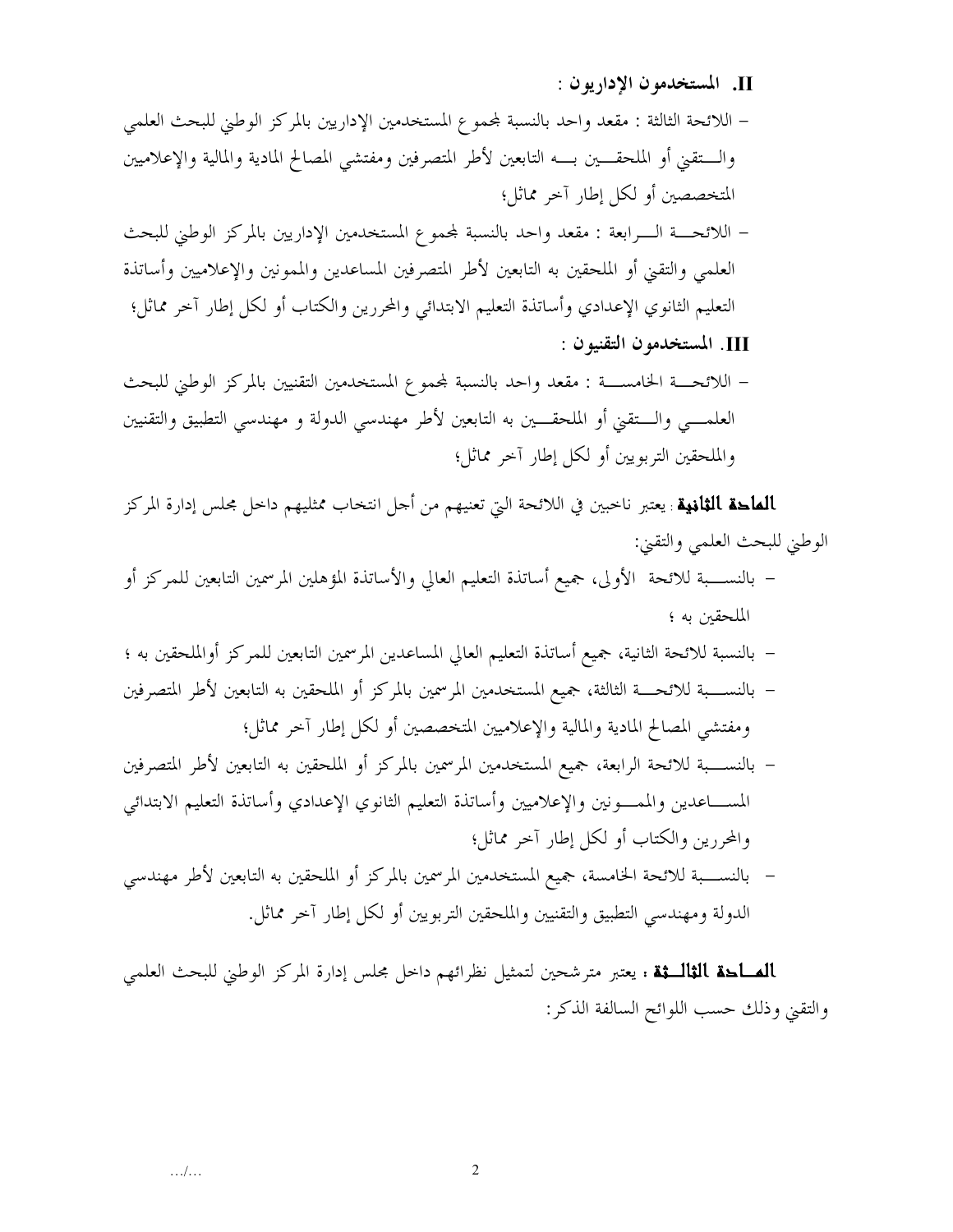## II. المستخدمون الإداريون :

- اللائحة الثالثة : مقعد واحد بالنسبة لمجموع المستخدمين الإداريين بالمركز الوطني للبحث العلمي والتقني أو الملحقين به التابعين لأطر المتصرفين ومفتشي المصالح المادية والمالية والإعلاميين المتخصصين أو لكل إطار آخر مماثل؛
- اللائحة الرابعة : مقعد واحد بالنسبة لمجموع المستخدمين الإداريين بالمركز الوطني للبحث العلمي والتقني أو الملحقين به التابعين لأطر المتصرفين المساعدين والممونين والإعلاميين وأساتذة التعليم الثانوي الإعدادي وأساتذة التعليم الابتدائي والمحررين والكتاب أو لكل إطار آخر مماثل؛

## III. المستخدمون التقنيون :

- اللائحة الخامسة : مقعد واحد بالنسبة لمجموع المستخدمين التقنيين بالمركز الوطني للبحث العلمي والتقني أو الملحقين به التابعين لأطر مهندسي الدولة و مهندسي التطبيق والتقنيين والملحقين التربويين أو لكل إطار آخر مماثل؛

**المادة الثانية** : يعتبر ناخبين في اللائحة التي تعنيهم من أجل انتخاب ممثليهم داخل مجلس إدارة المركز الوطني للبحث العلمي والتقني:

- بالنسبة للائحة الأولى، جميع أساتذة التعليم العالي والأساتذة المؤهلين المرسمين التابعين للمركز أو الملحقين به ؛
- بالنسبة للائحة الثانية، جميع أساتذة التعليم العالي المساعدين المرسمين التابعين للمركز أوالملحقين به ؛
- بالنسبة للائحة الثالثة، جميع المستخدمين المرسمين بالمركز أو الملحقين به التابعين لأطر المتصرفين ومفتشي المصالح المادية والمالية والإعلاميين المتخصصين أو لكل إطار آخر مماثل؛
- بالنسبة للائحة الرابعة، جميع المستخدمين المرسمين بالمركز أو الملحقين به التابعين لأطر المتصرفين المساعدين والممونين والإعلاميين وأساتذة التعليم الثانوي الإعدادي وأساتذة التعليم الابتدائي والمحررين والكتاب أو لكل إطار آخر مماثل؛
- بالنسبة للائحة الخامسة، جميع المستخدمين المرسمين بالمركز أو الملحقين به التابعين لأطر مهندسي الدولة ومهندسي التطبيق والتقنيين والملحقين التربويين أو لكل إطار آخر مماثل.

**المادة الثالثة** : يعتبر مترشحين لتمثيل نظرائهم داخل مجلس إدارة المركز الوطني للبحث العلمي والتقني وذلك حسب اللوائح السالفة الذكر:

.../...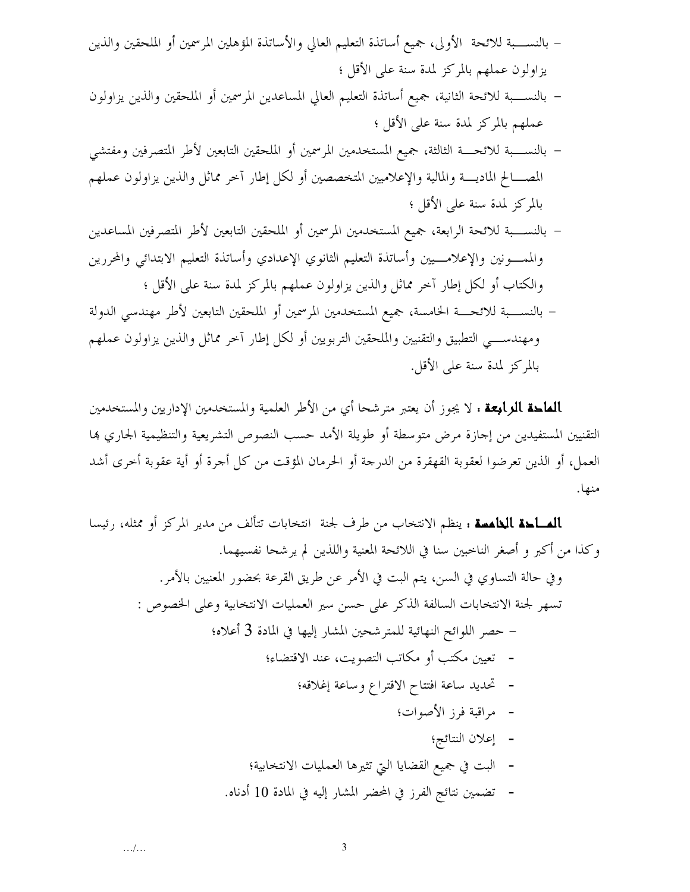- بالنسبة للائحة الأولى، جميع أساتذة التعليم العالي والأساتذة المؤهلين المرسمين أو الملحقين والذين يزاولون عملهم بالمركز لمدة سنة على الأقل ؛
- بالنسبة للائحة الثانية، جميع أساتذة التعليم العالي المساعدين المرسمين أو الملحقين والذين يزاولون عملهم بالمركز لمدة سنة على الأقل ؛
- بالنسبة للائحة الثالثة، جميع المستخدمين المرسمين أو الملحقين التابعين لأطر المتصرفين ومفتشي المصالح المادية والمالية والإعلاميين المتخصصين أو لكل إطار آخر مماثل والذين يزاولون عملهم بالمركز لمدة سنة على الأقل ؛
- بالنسبة للائحة الرابعة، جميع المستخدمين المرسمين أو الملحقين التابعين لأطر المتصرفين المساعدين والممونين والإعلاميين وأساتذة التعليم الثانوي الإعدادي وأساتذة التعليم الابتدائي والمحررين والكتاب أو لكل إطار آخر مماثل والذين يزاولون عملهم بالمركز لمدة سنة على الأقل ؛
- بالنسبة للائحة الخامسة، جميع المستخدمين المرسمين أو الملحقين التابعين لأطر مهندسي الدولة ومهندسي التطبيق والتقنيين والملحقين التربويين أو لكل إطار آخر مماثل والذين يزاولون عملهم بالمركز لمدة سنة على الأقل.

**المادة الرابعة :** لا يجوز أن يعتبر مترشحا أي من الأطر العلمية والمستخدمين الإداريين والمستخدمين التقنيين المستفيدين من إجازة مرض متوسطة أو طويلة الأمد حسب النصوص التشريعية والتنظيمية الجاري بها العمل، أو الذين تعرضوا لعقوبة القهقرة من الدرجة أو الحرمان المؤقت من كل أجرة أو أية عقوبة أخرى أشد منها.

**المادة الخامسة :** ينظم الانتخاب من طرف لجنة انتخابات تتألف من مدير المركز أو ممثله، رئيسا وكذا من أكبر و أصغر الناخبين سنا في اللائحة المعنية واللذين لم يرشحا نفسيهما.

وفي حالة التساوي في السن، يتم البت في الأمر عن طريق القرعة بحضور المعنيين بالأمر.

تسهر لجنة الانتخابات السالفة الذكر على حسن سير العمليات الانتخابية وعلى الخصوص :

- حصر اللوائح النهائية للمترشحين المشار إليها في المادة 3 أعلاه؛
- تعيين مكتب أو مكاتب التصويت، عند الاقتضاء؛
- تحديد ساعة افتتاح الاقتراع وساعة إغلاقه؛
- مراقبة فرز الأصوات؛
- إعلان النتائج؛
- البت في جميع القضايا التي تثيرها العمليات الانتخابية؛
- تضمين نتائج الفرز في المحضر المشار إليه في المادة 10 أدناه.

.../...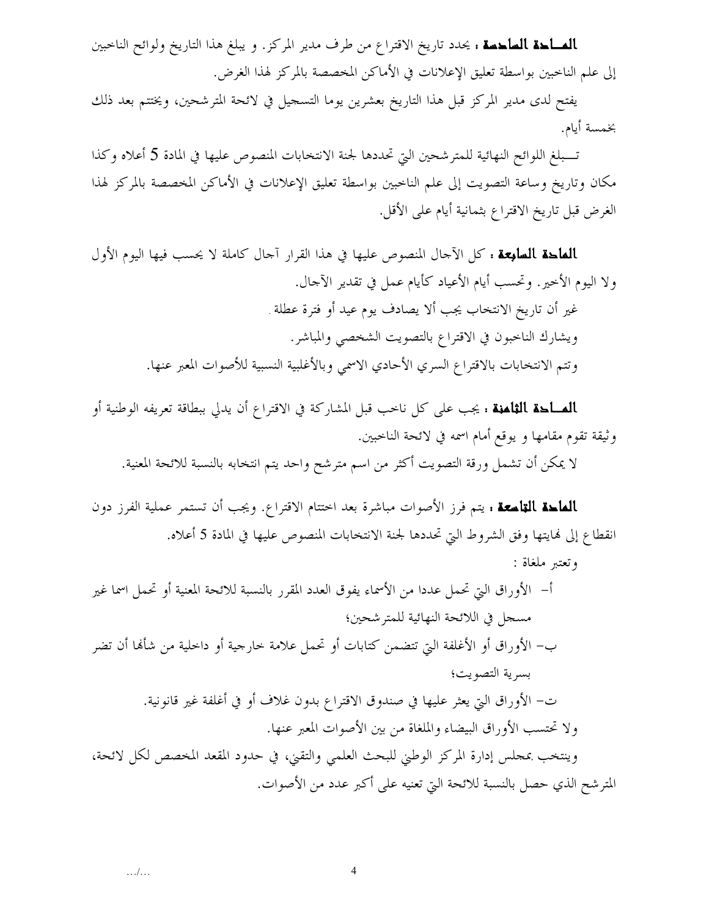**المـادة السادسة :** يحدد تاريخ الاقتراع من طرف مدير المركز. و يبلغ هذا التاريخ ولوائح الناخبين إلى علم الناخبين بواسطة تعليق الإعلانات في الأماكن المخصصة بالمركز لهذا الغرض.

يفتح لدى مدير المركز قبل هذا التاريخ بعشرين يوما التسجيل في لائحة المترشحين، ويختتم بعد ذلك بخمسة أيام.

تـــبلغ اللوائح النهائية للمترشحين التي تحددها لجنة الانتخابات المنصوص عليها في المادة 5 أعلاه وكذا مكان وتاريخ وساعة التصويت إلى علم الناخبين بواسطة تعليق الإعلانات في الأماكن المخصصة بالمركز لهذا الغرض قبل تاريخ الاقتراع بثمانية أيام على الأقل.

**المادة السابعة :** كل الآجال المنصوص عليها في هذا القرار آجال كاملة لا يحسب فيها اليوم الأول ولا اليوم الأخير. وتحسب أيام الأعياد كأيام عمل في تقدير الآجال.

غير أن تاريخ الانتخاب يجب ألا يصادف يوم عيد أو فترة عطلة.

ويشارك الناخبون في الاقتراع بالتصويت الشخصي والمباشر.

وتتم الانتخابات بالاقتراع السري الأحادي الاسمي وبالأغلبية النسبية للأصوات المعبر عنها.

**المـادة الثامنة :** يجب على كل ناخب قبل المشاركة في الاقتراع أن يدلي ببطاقة تعريفه الوطنية أو وثيقة تقوم مقامها و يوقع أمام اسمه في لائحة الناخبين.

لا يمكن أن تشمل ورقة التصويت أكثر من اسم مترشح واحد يتم انتخابه بالنسبة للائحة المعنية.

**المادة التاسعة :** يتم فرز الأصوات مباشرة بعد اختتام الاقتراع. ويجب أن تستمر عملية الفرز دون انقطاع إلى نهايتها وفق الشروط التي تحددها لجنة الانتخابات المنصوص عليها في المادة 5 أعلاه.

وتعتبر ملغاة :

أ- الأوراق التي تحمل عددا من الأسماء يفوق العدد المقرر بالنسبة للائحة المعنية أو تحمل اسما غير مسجل في اللائحة النهائية للمترشحين؛

ب- الأوراق أو الأغلفة التي تتضمن كتابات أو تحمل علامة خارجية أو داخلية من شأنها أن تضر بسرية التصويت؛

ت- الأوراق التي يعثر عليها في صندوق الاقتراع بدون غلاف أو في أغلفة غير قانونية.

ولا تحتسب الأوراق البيضاء والملغاة من بين الأصوات المعبر عنها.

وينتخب بمجلس إدارة المركز الوطني للبحث العلمي والتقني، في حدود المقعد المخصص لكل لائحة، المترشح الذي حصل بالنسبة للائحة التي تعنيه على أكبر عدد من الأصوات.

.../...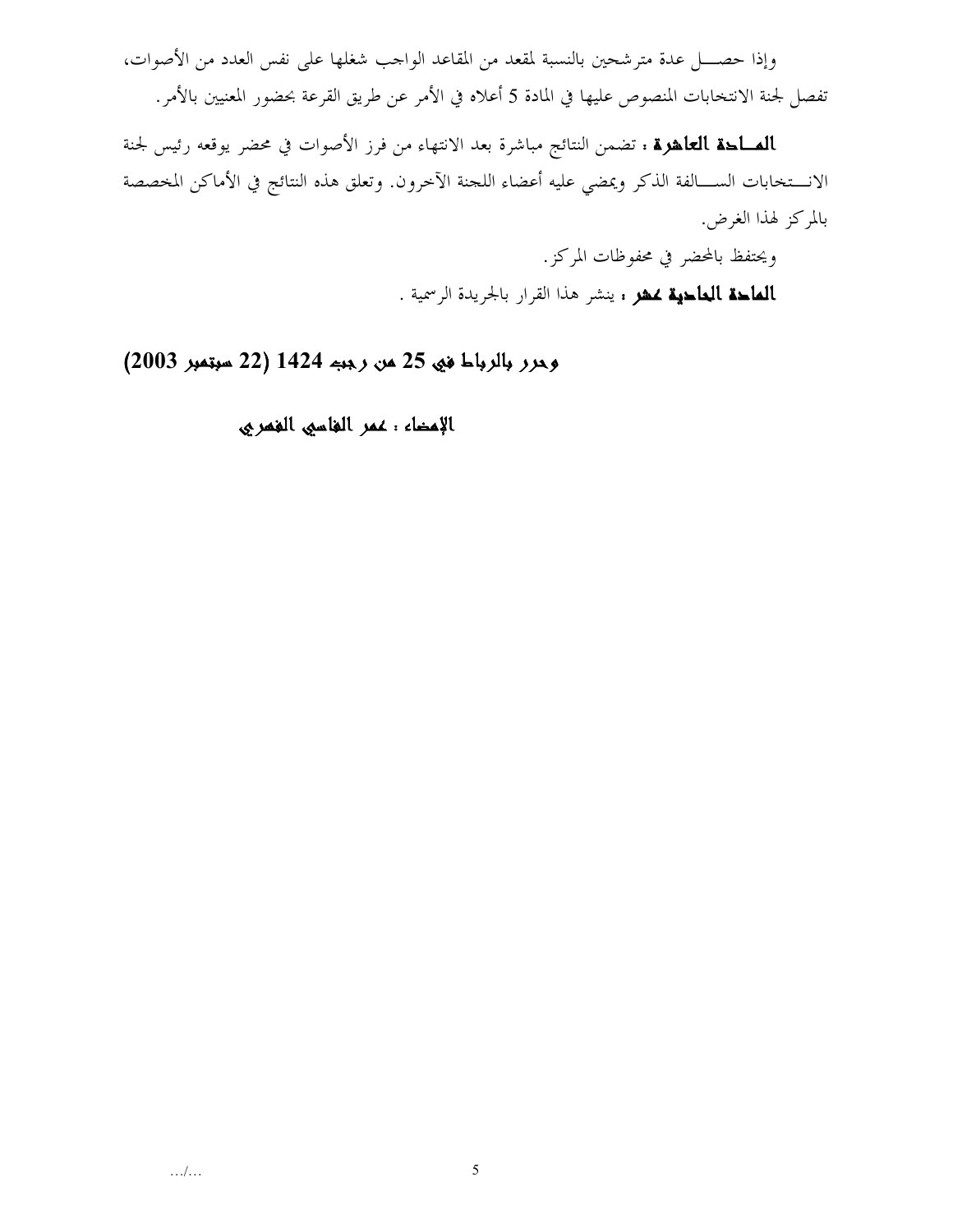وإذا حصـــل عدة مترشحين بالنسبة لمقعد من المقاعد الواجب شغلها على نفس العدد من الأصوات، تفصل لجنة الانتخابات المنصوص عليها في المادة 5 أعلاه في الأمر عن طريق القرعة بحضور المعنيين بالأمر.

**المــادة العاشرة :** تضمن النتائج مباشرة بعد الانتهاء من فرز الأصوات في محضر يوقعه رئيس لجنة الانــتخابات الســالفة الذكر ويمضي عليه أعضاء اللجنة الآخرون. وتعلق هذه النتائج في الأماكن المخصصة بالمركز لهذا الغرض.

ويحتفظ بالمحضر في محفوظات المركز.

**المادة الحادية عشر :** ينشر هذا القرار بالجريدة الرسمية .

**وحرر بالرباط في 25 من رجب 1424 (22 سبتمبر 2003)**

**الإمضاء : عمر الفاسي الفهري**

…/…